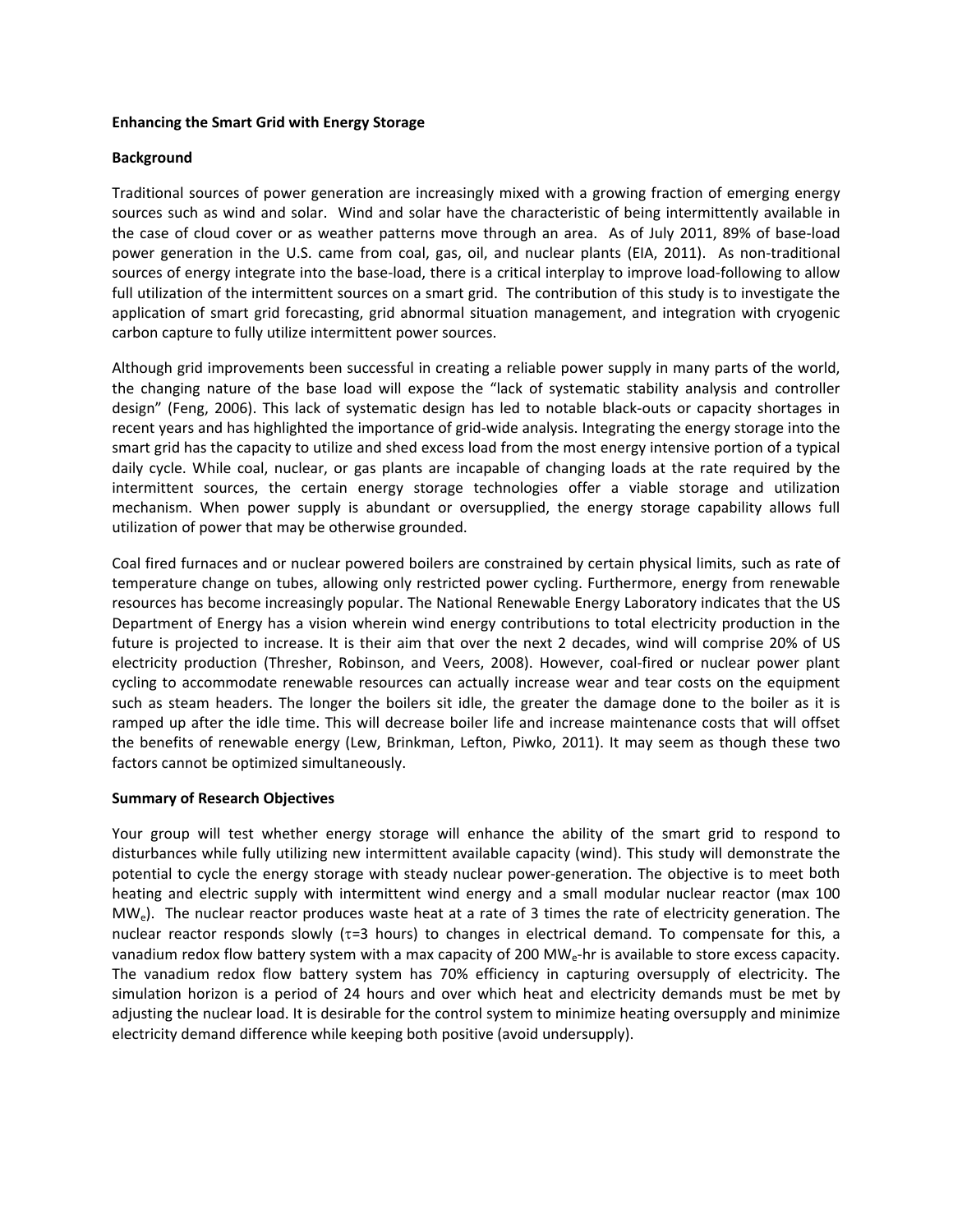## Enhancing the Smart Grid with Energy Storage

### Background

Traditional sources of power generation are increasingly mixed with a growing fraction of emerging energy sources such as wind and solar. Wind and solar have the characteristic of being intermittently available in the case of cloud cover or as weather patterns move through an area. As of July 2011, 89% of base-load power generation in the U.S. came from coal, gas, oil, and nuclear plants (EIA, 2011). As non-traditional sources of energy integrate into the base-load, there is a critical interplay to improve load-following to allow full utilization of the intermittent sources on a smart grid. The contribution of this study is to investigate the application of smart grid forecasting, grid abnormal situation management, and integration with cryogenic carbon capture to fully utilize intermittent power sources.

Although grid improvements been successful in creating a reliable power supply in many parts of the world, the changing nature of the base load will expose the "lack of systematic stability analysis and controller design" (Feng, 2006). This lack of systematic design has led to notable black-outs or capacity shortages in recent years and has highlighted the importance of grid-wide analysis. Integrating the energy storage into the smart grid has the capacity to utilize and shed excess load from the most energy intensive portion of a typical daily cycle. While coal, nuclear, or gas plants are incapable of changing loads at the rate required by the intermittent sources, the certain energy storage technologies offer a viable storage and utilization mechanism. When power supply is abundant or oversupplied, the energy storage capability allows full utilization of power that may be otherwise grounded.

Coal fired furnaces and or nuclear powered boilers are constrained by certain physical limits, such as rate of temperature change on tubes, allowing only restricted power cycling. Furthermore, energy from renewable resources has become increasingly popular. The National Renewable Energy Laboratory indicates that the US Department of Energy has a vision wherein wind energy contributions to total electricity production in the future is projected to increase. It is their aim that over the next 2 decades, wind will comprise 20% of US electricity production (Thresher, Robinson, and Veers, 2008). However, coal-fired or nuclear power plant cycling to accommodate renewable resources can actually increase wear and tear costs on the equipment such as steam headers. The longer the boilers sit idle, the greater the damage done to the boiler as it is ramped up after the idle time. This will decrease boiler life and increase maintenance costs that will offset the benefits of renewable energy (Lew, Brinkman, Lefton, Piwko, 2011). It may seem as though these two factors cannot be optimized simultaneously.

### Summary of Research Objectives

Your group will test whether energy storage will enhance the ability of the smart grid to respond to disturbances while fully utilizing new intermittent available capacity (wind). This study will demonstrate the potential to cycle the energy storage with steady nuclear power-generation. The objective is to meet both heating and electric supply with intermittent wind energy and a small modular nuclear reactor (max 100 $MW_e$). The nuclear reactor produces waste heat at a rate of 3 times the rate of electricity generation. The nuclear reactor responds slowly ($\tau$=3 hours) to changes in electrical demand. To compensate for this, a vanadium redox flow battery system with a max capacity of 200 $MW_e$-hr is available to store excess capacity. The vanadium redox flow battery system has 70% efficiency in capturing oversupply of electricity. The simulation horizon is a period of 24 hours and over which heat and electricity demands must be met by adjusting the nuclear load. It is desirable for the control system to minimize heating oversupply and minimize electricity demand difference while keeping both positive (avoid undersupply).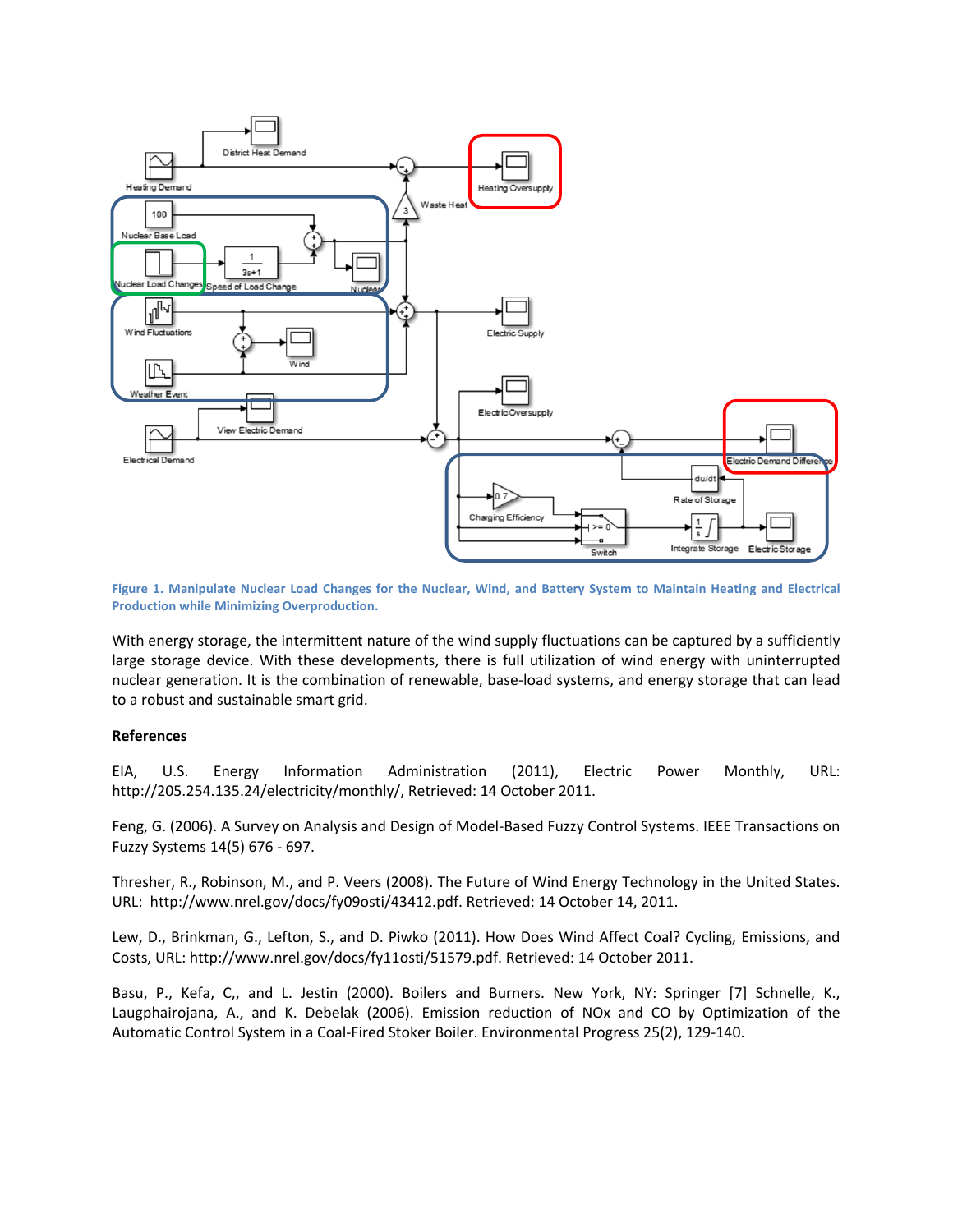District Heat Demand
Heating Demand
Heating Oversupply
Waste Heat
3
100
Nuclear Base Load
1
3s+1
Nuclear Load Changes
Speed of Load Change
Nuclear
Wind Fluctuations
Wind
Weather Event
Electric Supply
Electric Oversupply
View Electric Demand
Electrical Demand
Electric Demand Difference
du/dt
Rate of Storage
0.7
Charging Efficiency
>= 0
Switch
1/s
Integrate Storage
Electric Storage

**Figure 1. Manipulate Nuclear Load Changes for the Nuclear, Wind, and Battery System to Maintain Heating and Electrical Production while Minimizing Overproduction.**

With energy storage, the intermittent nature of the wind supply fluctuations can be captured by a sufficiently large storage device. With these developments, there is full utilization of wind energy with uninterrupted nuclear generation. It is the combination of renewable, base-load systems, and energy storage that can lead to a robust and sustainable smart grid.

**References**

EIA, U.S. Energy Information Administration (2011), Electric Power Monthly, URL: http://205.254.135.24/electricity/monthly/, Retrieved: 14 October 2011.

Feng, G. (2006). A Survey on Analysis and Design of Model-Based Fuzzy Control Systems. IEEE Transactions on Fuzzy Systems 14(5) 676 - 697.

Thresher, R., Robinson, M., and P. Veers (2008). The Future of Wind Energy Technology in the United States. URL: http://www.nrel.gov/docs/fy09osti/43412.pdf. Retrieved: 14 October 14, 2011.

Lew, D., Brinkman, G., Lefton, S., and D. Piwko (2011). How Does Wind Affect Coal? Cycling, Emissions, and Costs, URL: http://www.nrel.gov/docs/fy11osti/51579.pdf. Retrieved: 14 October 2011.

Basu, P., Kefa, C,, and L. Jestin (2000). Boilers and Burners. New York, NY: Springer [7] Schnelle, K., Laugphairojana, A., and K. Debelak (2006). Emission reduction of NOx and CO by Optimization of the Automatic Control System in a Coal-Fired Stoker Boiler. Environmental Progress 25(2), 129-140.